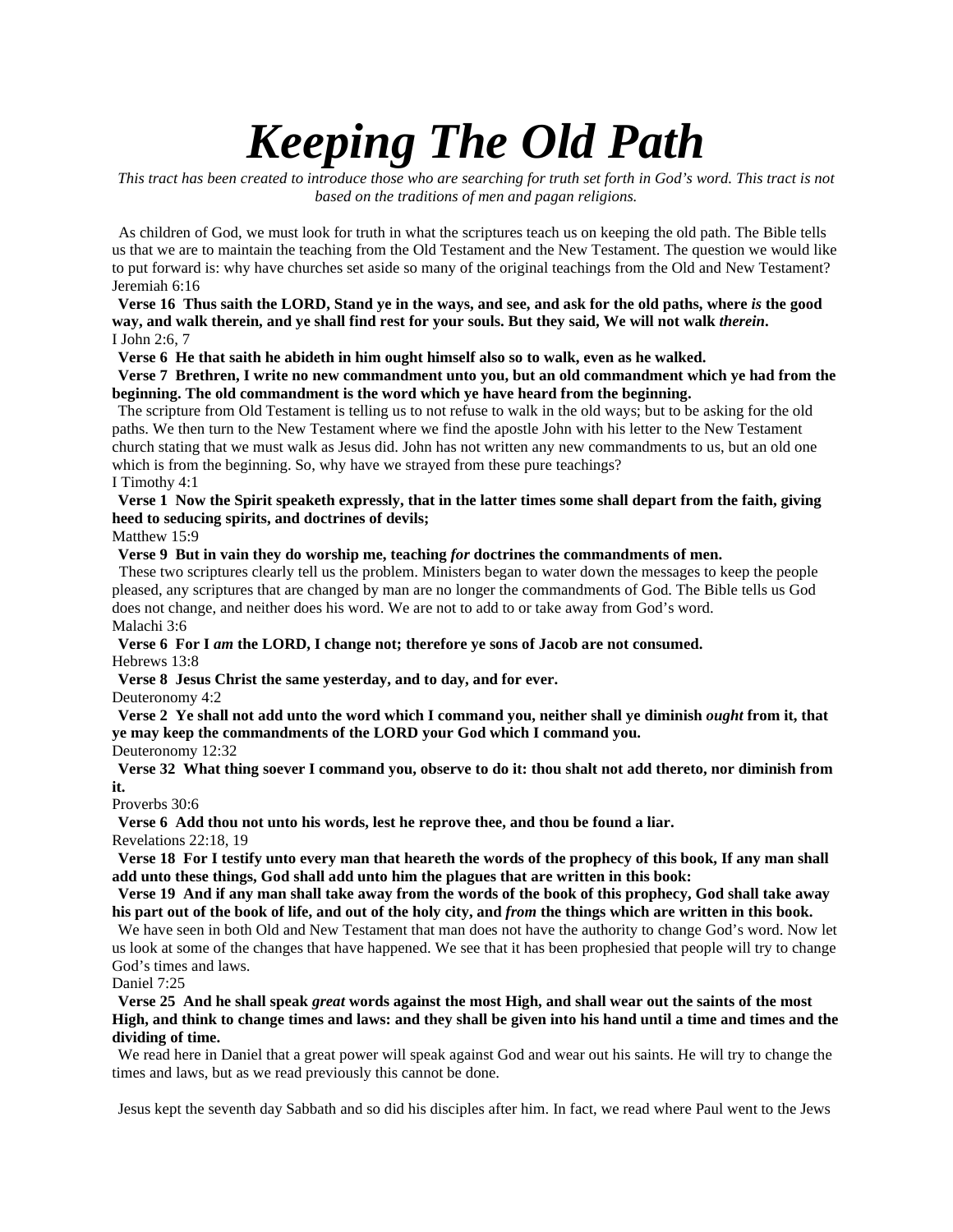# *Keeping The Old Path*

*This tract has been created to introduce those who are searching for truth set forth in God's word. This tract is not based on the traditions of men and pagan religions.*

As children of God, we must look for truth in what the scriptures teach us on keeping the old path. The Bible tells us that we are to maintain the teaching from the Old Testament and the New Testament. The question we would like to put forward is: why have churches set aside so many of the original teachings from the Old and New Testament?

Jeremiah 6:16

**Verse 16 Thus saith the LORD, Stand ye in the ways, and see, and ask for the old paths, where *is* the good way, and walk therein, and ye shall find rest for your souls. But they said, We will not walk *therein*.**

I John 2:6, 7

**Verse 6 He that saith he abideth in him ought himself also so to walk, even as he walked.**

**Verse 7 Brethren, I write no new commandment unto you, but an old commandment which ye had from the beginning. The old commandment is the word which ye have heard from the beginning.**

The scripture from Old Testament is telling us to not refuse to walk in the old ways; but to be asking for the old paths. We then turn to the New Testament where we find the apostle John with his letter to the New Testament church stating that we must walk as Jesus did. John has not written any new commandments to us, but an old one which is from the beginning. So, why have we strayed from these pure teachings?

I Timothy 4:1

**Verse 1 Now the Spirit speaketh expressly, that in the latter times some shall depart from the faith, giving heed to seducing spirits, and doctrines of devils;**

Matthew 15:9

**Verse 9 But in vain they do worship me, teaching *for* doctrines the commandments of men.**

These two scriptures clearly tell us the problem. Ministers began to water down the messages to keep the people pleased, any scriptures that are changed by man are no longer the commandments of God. The Bible tells us God does not change, and neither does his word. We are not to add to or take away from God's word.

Malachi 3:6

**Verse 6 For I *am* the LORD, I change not; therefore ye sons of Jacob are not consumed.**

Hebrews 13:8

**Verse 8 Jesus Christ the same yesterday, and to day, and for ever.**

Deuteronomy 4:2

**Verse 2 Ye shall not add unto the word which I command you, neither shall ye diminish *ought* from it, that ye may keep the commandments of the LORD your God which I command you.**

Deuteronomy 12:32

**Verse 32 What thing soever I command you, observe to do it: thou shalt not add thereto, nor diminish from it.**

Proverbs 30:6

**Verse 6 Add thou not unto his words, lest he reprove thee, and thou be found a liar.**

Revelations 22:18, 19

**Verse 18 For I testify unto every man that heareth the words of the prophecy of this book, If any man shall add unto these things, God shall add unto him the plagues that are written in this book:**

**Verse 19 And if any man shall take away from the words of the book of this prophecy, God shall take away his part out of the book of life, and out of the holy city, and *from* the things which are written in this book.**

We have seen in both Old and New Testament that man does not have the authority to change God's word. Now let us look at some of the changes that have happened. We see that it has been prophesied that people will try to change God's times and laws.

Daniel 7:25

**Verse 25 And he shall speak *great* words against the most High, and shall wear out the saints of the most High, and think to change times and laws: and they shall be given into his hand until a time and times and the dividing of time.**

We read here in Daniel that a great power will speak against God and wear out his saints. He will try to change the times and laws, but as we read previously this cannot be done.

Jesus kept the seventh day Sabbath and so did his disciples after him. In fact, we read where Paul went to the Jews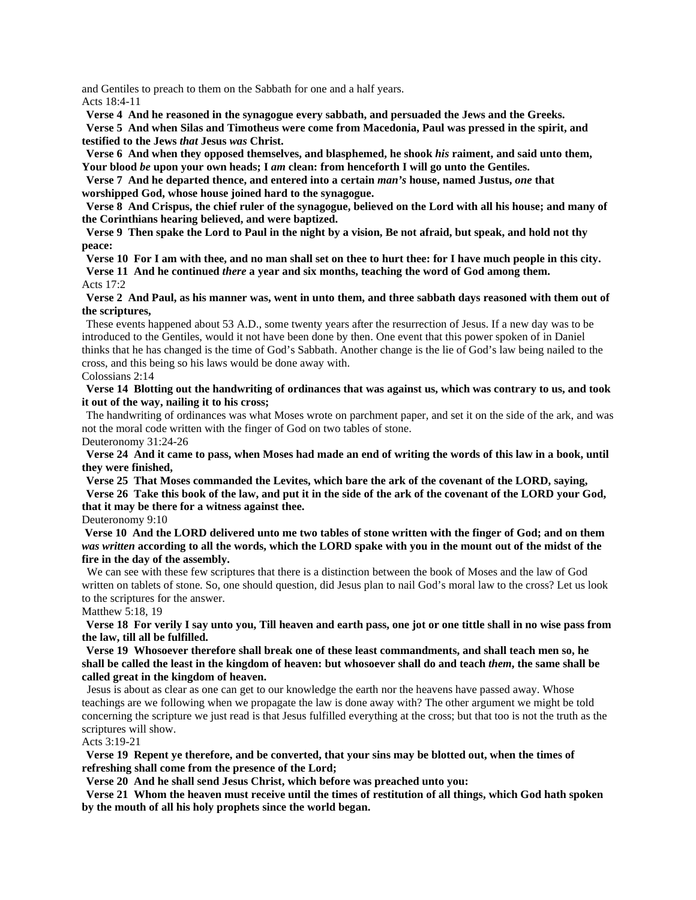and Gentiles to preach to them on the Sabbath for one and a half years.

Acts 18:4-11

**Verse 4 And he reasoned in the synagogue every sabbath, and persuaded the Jews and the Greeks.**

**Verse 5 And when Silas and Timotheus were come from Macedonia, Paul was pressed in the spirit, and testified to the Jews *that* Jesus *was* Christ.**

**Verse 6 And when they opposed themselves, and blasphemed, he shook *his* raiment, and said unto them, Your blood *be* upon your own heads; I *am* clean: from henceforth I will go unto the Gentiles.**

**Verse 7 And he departed thence, and entered into a certain *man's* house, named Justus, *one* that worshipped God, whose house joined hard to the synagogue.**

**Verse 8 And Crispus, the chief ruler of the synagogue, believed on the Lord with all his house; and many of the Corinthians hearing believed, and were baptized.**

**Verse 9 Then spake the Lord to Paul in the night by a vision, Be not afraid, but speak, and hold not thy peace:**

**Verse 10 For I am with thee, and no man shall set on thee to hurt thee: for I have much people in this city.**

**Verse 11 And he continued *there* a year and six months, teaching the word of God among them.**

Acts 17:2

**Verse 2 And Paul, as his manner was, went in unto them, and three sabbath days reasoned with them out of the scriptures,**

These events happened about 53 A.D., some twenty years after the resurrection of Jesus. If a new day was to be introduced to the Gentiles, would it not have been done by then. One event that this power spoken of in Daniel thinks that he has changed is the time of God's Sabbath. Another change is the lie of God's law being nailed to the cross, and this being so his laws would be done away with.

Colossians 2:14

**Verse 14 Blotting out the handwriting of ordinances that was against us, which was contrary to us, and took it out of the way, nailing it to his cross;**

The handwriting of ordinances was what Moses wrote on parchment paper, and set it on the side of the ark, and was not the moral code written with the finger of God on two tables of stone.

Deuteronomy 31:24-26

**Verse 24 And it came to pass, when Moses had made an end of writing the words of this law in a book, until they were finished,**

**Verse 25 That Moses commanded the Levites, which bare the ark of the covenant of the LORD, saying,**

**Verse 26 Take this book of the law, and put it in the side of the ark of the covenant of the LORD your God, that it may be there for a witness against thee.**

Deuteronomy 9:10

**Verse 10 And the LORD delivered unto me two tables of stone written with the finger of God; and on them *was written* according to all the words, which the LORD spake with you in the mount out of the midst of the fire in the day of the assembly.**

We can see with these few scriptures that there is a distinction between the book of Moses and the law of God written on tablets of stone. So, one should question, did Jesus plan to nail God's moral law to the cross? Let us look to the scriptures for the answer.

Matthew 5:18, 19

**Verse 18 For verily I say unto you, Till heaven and earth pass, one jot or one tittle shall in no wise pass from the law, till all be fulfilled.**

**Verse 19 Whosoever therefore shall break one of these least commandments, and shall teach men so, he shall be called the least in the kingdom of heaven: but whosoever shall do and teach *them*, the same shall be called great in the kingdom of heaven.**

Jesus is about as clear as one can get to our knowledge the earth nor the heavens have passed away. Whose teachings are we following when we propagate the law is done away with? The other argument we might be told concerning the scripture we just read is that Jesus fulfilled everything at the cross; but that too is not the truth as the scriptures will show.

Acts 3:19-21

**Verse 19 Repent ye therefore, and be converted, that your sins may be blotted out, when the times of refreshing shall come from the presence of the Lord;**

**Verse 20 And he shall send Jesus Christ, which before was preached unto you:**

**Verse 21 Whom the heaven must receive until the times of restitution of all things, which God hath spoken by the mouth of all his holy prophets since the world began.**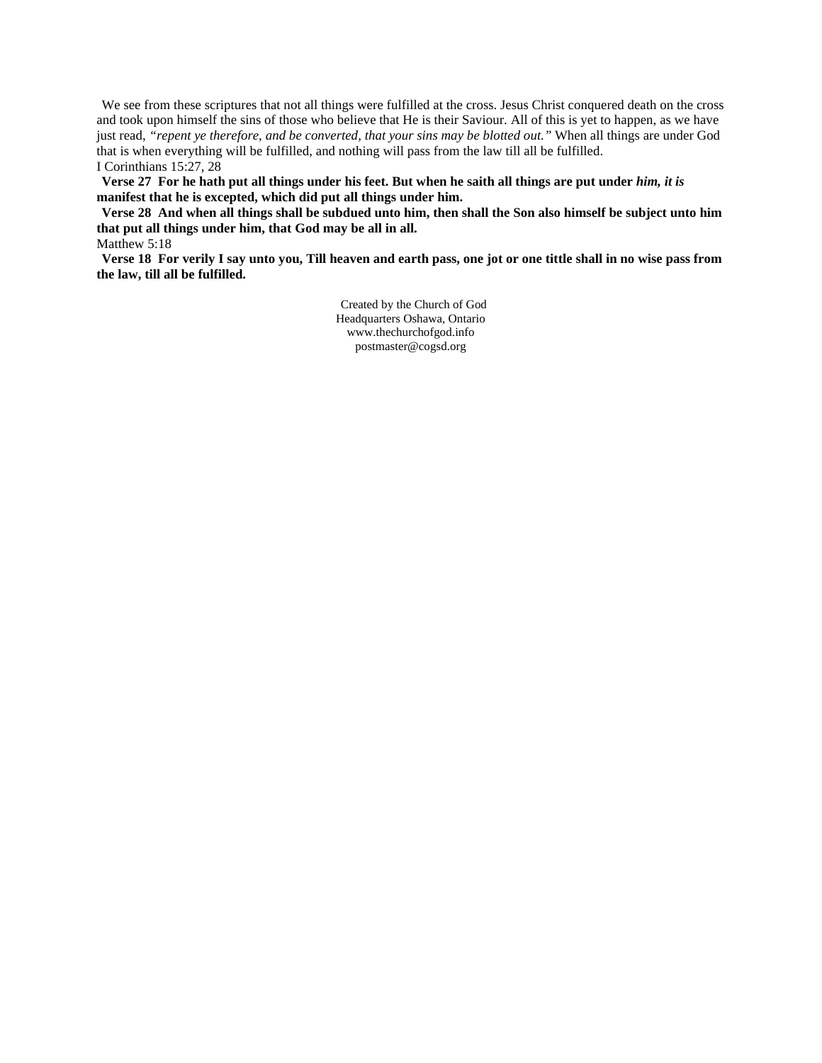We see from these scriptures that not all things were fulfilled at the cross. Jesus Christ conquered death on the cross and took upon himself the sins of those who believe that He is their Saviour. All of this is yet to happen, as we have just read, *"repent ye therefore, and be converted, that your sins may be blotted out."* When all things are under God that is when everything will be fulfilled, and nothing will pass from the law till all be fulfilled.

I Corinthians 15:27, 28

**Verse 27 For he hath put all things under his feet. But when he saith all things are put under *him, it is* manifest that he is excepted, which did put all things under him.**

**Verse 28 And when all things shall be subdued unto him, then shall the Son also himself be subject unto him that put all things under him, that God may be all in all.**

Matthew 5:18

**Verse 18 For verily I say unto you, Till heaven and earth pass, one jot or one tittle shall in no wise pass from the law, till all be fulfilled.**

Created by the Church of God
Headquarters Oshawa, Ontario
www.thechurchofgod.info
postmaster@cogsd.org